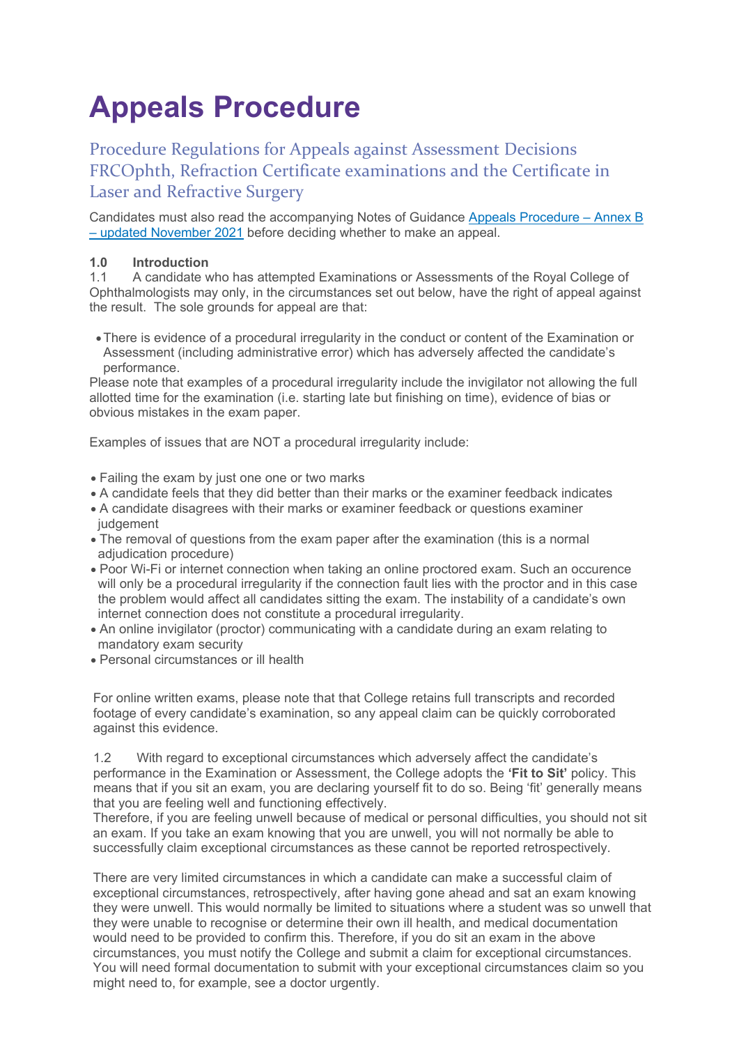# Appeals Procedure

## Procedure Regulations for Appeals against Assessment Decisions FRCOphth, Refraction Certificate examinations and the Certificate in Laser and Refractive Surgery

Candidates must also read the accompanying Notes of Guidance [Appeals Procedure – Annex B – updated November 2021] before deciding whether to make an appeal.

**1.0 Introduction**

1.1 A candidate who has attempted Examinations or Assessments of the Royal College of Ophthalmologists may only, in the circumstances set out below, have the right of appeal against the result. The sole grounds for appeal are that:

- There is evidence of a procedural irregularity in the conduct or content of the Examination or Assessment (including administrative error) which has adversely affected the candidate's performance.

Please note that examples of a procedural irregularity include the invigilator not allowing the full allotted time for the examination (i.e. starting late but finishing on time), evidence of bias or obvious mistakes in the exam paper.

Examples of issues that are NOT a procedural irregularity include:

- Failing the exam by just one one or two marks
- A candidate feels that they did better than their marks or the examiner feedback indicates
- A candidate disagrees with their marks or examiner feedback or questions examiner judgement
- The removal of questions from the exam paper after the examination (this is a normal adjudication procedure)
- Poor Wi-Fi or internet connection when taking an online proctored exam. Such an occurence will only be a procedural irregularity if the connection fault lies with the proctor and in this case the problem would affect all candidates sitting the exam. The instability of a candidate's own internet connection does not constitute a procedural irregularity.
- An online invigilator (proctor) communicating with a candidate during an exam relating to mandatory exam security
- Personal circumstances or ill health

For online written exams, please note that that College retains full transcripts and recorded footage of every candidate's examination, so any appeal claim can be quickly corroborated against this evidence.

1.2 With regard to exceptional circumstances which adversely affect the candidate's performance in the Examination or Assessment, the College adopts the **'Fit to Sit'** policy. This means that if you sit an exam, you are declaring yourself fit to do so. Being 'fit' generally means that you are feeling well and functioning effectively.

Therefore, if you are feeling unwell because of medical or personal difficulties, you should not sit an exam. If you take an exam knowing that you are unwell, you will not normally be able to successfully claim exceptional circumstances as these cannot be reported retrospectively.

There are very limited circumstances in which a candidate can make a successful claim of exceptional circumstances, retrospectively, after having gone ahead and sat an exam knowing they were unwell. This would normally be limited to situations where a student was so unwell that they were unable to recognise or determine their own ill health, and medical documentation would need to be provided to confirm this. Therefore, if you do sit an exam in the above circumstances, you must notify the College and submit a claim for exceptional circumstances. You will need formal documentation to submit with your exceptional circumstances claim so you might need to, for example, see a doctor urgently.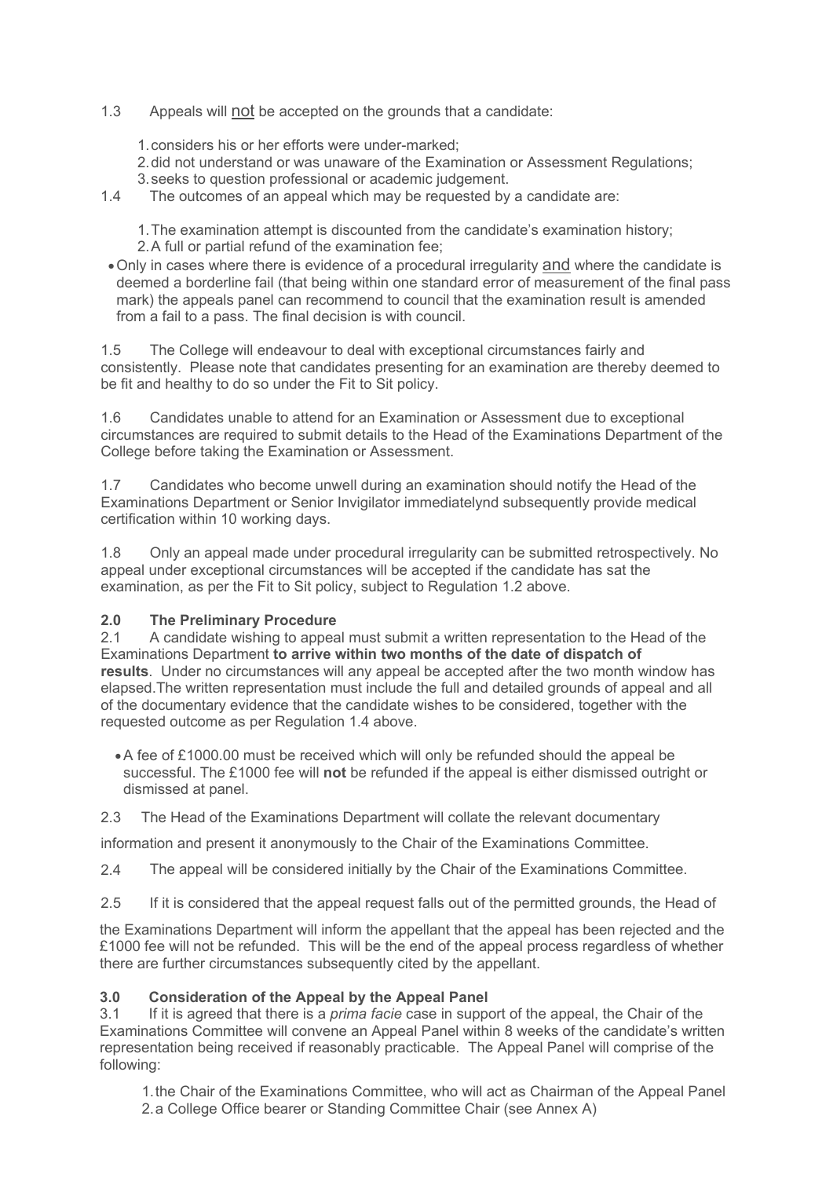1.3 Appeals will <u>not</u> be accepted on the grounds that a candidate:

1. considers his or her efforts were under-marked;
2. did not understand or was unaware of the Examination or Assessment Regulations;
3. seeks to question professional or academic judgement.

1.4 The outcomes of an appeal which may be requested by a candidate are:

1. The examination attempt is discounted from the candidate's examination history;
2. A full or partial refund of the examination fee;

- Only in cases where there is evidence of a procedural irregularity <u>and</u> where the candidate is deemed a borderline fail (that being within one standard error of measurement of the final pass mark) the appeals panel can recommend to council that the examination result is amended from a fail to a pass. The final decision is with council.

1.5 The College will endeavour to deal with exceptional circumstances fairly and consistently. Please note that candidates presenting for an examination are thereby deemed to be fit and healthy to do so under the Fit to Sit policy.

1.6 Candidates unable to attend for an Examination or Assessment due to exceptional circumstances are required to submit details to the Head of the Examinations Department of the College before taking the Examination or Assessment.

1.7 Candidates who become unwell during an examination should notify the Head of the Examinations Department or Senior Invigilator immediatelynd subsequently provide medical certification within 10 working days.

1.8 Only an appeal made under procedural irregularity can be submitted retrospectively. No appeal under exceptional circumstances will be accepted if the candidate has sat the examination, as per the Fit to Sit policy, subject to Regulation 1.2 above.

## 2.0 The Preliminary Procedure

2.1 A candidate wishing to appeal must submit a written representation to the Head of the Examinations Department **to arrive within two months of the date of dispatch of results**. Under no circumstances will any appeal be accepted after the two month window has elapsed.The written representation must include the full and detailed grounds of appeal and all of the documentary evidence that the candidate wishes to be considered, together with the requested outcome as per Regulation 1.4 above.

- A fee of £1000.00 must be received which will only be refunded should the appeal be successful. The £1000 fee will **not** be refunded if the appeal is either dismissed outright or dismissed at panel.

2.3 The Head of the Examinations Department will collate the relevant documentary information and present it anonymously to the Chair of the Examinations Committee.

2.4 The appeal will be considered initially by the Chair of the Examinations Committee.

2.5 If it is considered that the appeal request falls out of the permitted grounds, the Head of the Examinations Department will inform the appellant that the appeal has been rejected and the £1000 fee will not be refunded. This will be the end of the appeal process regardless of whether there are further circumstances subsequently cited by the appellant.

## 3.0 Consideration of the Appeal by the Appeal Panel

3.1 If it is agreed that there is a *prima facie* case in support of the appeal, the Chair of the Examinations Committee will convene an Appeal Panel within 8 weeks of the candidate's written representation being received if reasonably practicable. The Appeal Panel will comprise of the following:

1. the Chair of the Examinations Committee, who will act as Chairman of the Appeal Panel
2. a College Office bearer or Standing Committee Chair (see Annex A)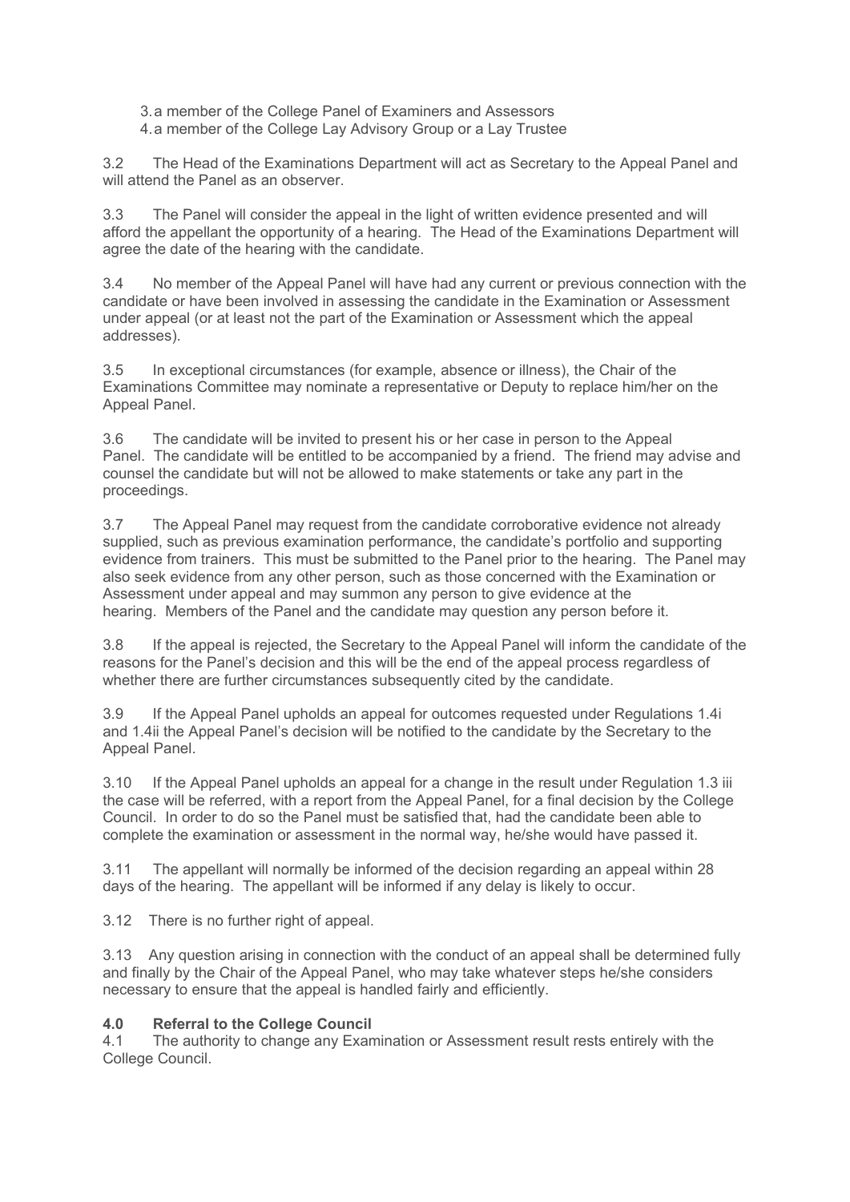3. a member of the College Panel of Examiners and Assessors
4. a member of the College Lay Advisory Group or a Lay Trustee

3.2 The Head of the Examinations Department will act as Secretary to the Appeal Panel and will attend the Panel as an observer.

3.3 The Panel will consider the appeal in the light of written evidence presented and will afford the appellant the opportunity of a hearing. The Head of the Examinations Department will agree the date of the hearing with the candidate.

3.4 No member of the Appeal Panel will have had any current or previous connection with the candidate or have been involved in assessing the candidate in the Examination or Assessment under appeal (or at least not the part of the Examination or Assessment which the appeal addresses).

3.5 In exceptional circumstances (for example, absence or illness), the Chair of the Examinations Committee may nominate a representative or Deputy to replace him/her on the Appeal Panel.

3.6 The candidate will be invited to present his or her case in person to the Appeal Panel. The candidate will be entitled to be accompanied by a friend. The friend may advise and counsel the candidate but will not be allowed to make statements or take any part in the proceedings.

3.7 The Appeal Panel may request from the candidate corroborative evidence not already supplied, such as previous examination performance, the candidate's portfolio and supporting evidence from trainers. This must be submitted to the Panel prior to the hearing. The Panel may also seek evidence from any other person, such as those concerned with the Examination or Assessment under appeal and may summon any person to give evidence at the hearing. Members of the Panel and the candidate may question any person before it.

3.8 If the appeal is rejected, the Secretary to the Appeal Panel will inform the candidate of the reasons for the Panel's decision and this will be the end of the appeal process regardless of whether there are further circumstances subsequently cited by the candidate.

3.9 If the Appeal Panel upholds an appeal for outcomes requested under Regulations 1.4i and 1.4ii the Appeal Panel's decision will be notified to the candidate by the Secretary to the Appeal Panel.

3.10 If the Appeal Panel upholds an appeal for a change in the result under Regulation 1.3 iii the case will be referred, with a report from the Appeal Panel, for a final decision by the College Council. In order to do so the Panel must be satisfied that, had the candidate been able to complete the examination or assessment in the normal way, he/she would have passed it.

3.11 The appellant will normally be informed of the decision regarding an appeal within 28 days of the hearing. The appellant will be informed if any delay is likely to occur.

3.12 There is no further right of appeal.

3.13 Any question arising in connection with the conduct of an appeal shall be determined fully and finally by the Chair of the Appeal Panel, who may take whatever steps he/she considers necessary to ensure that the appeal is handled fairly and efficiently.

## 4.0 Referral to the College Council

4.1 The authority to change any Examination or Assessment result rests entirely with the College Council.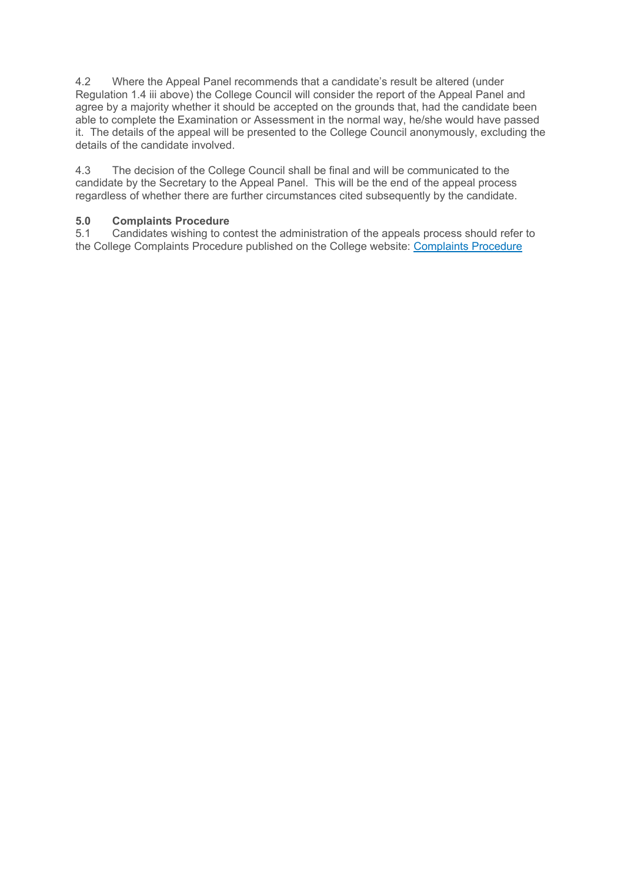4.2 Where the Appeal Panel recommends that a candidate's result be altered (under Regulation 1.4 iii above) the College Council will consider the report of the Appeal Panel and agree by a majority whether it should be accepted on the grounds that, had the candidate been able to complete the Examination or Assessment in the normal way, he/she would have passed it. The details of the appeal will be presented to the College Council anonymously, excluding the details of the candidate involved.

4.3 The decision of the College Council shall be final and will be communicated to the candidate by the Secretary to the Appeal Panel. This will be the end of the appeal process regardless of whether there are further circumstances cited subsequently by the candidate.

**5.0 Complaints Procedure**

5.1 Candidates wishing to contest the administration of the appeals process should refer to the College Complaints Procedure published on the College website: Complaints Procedure